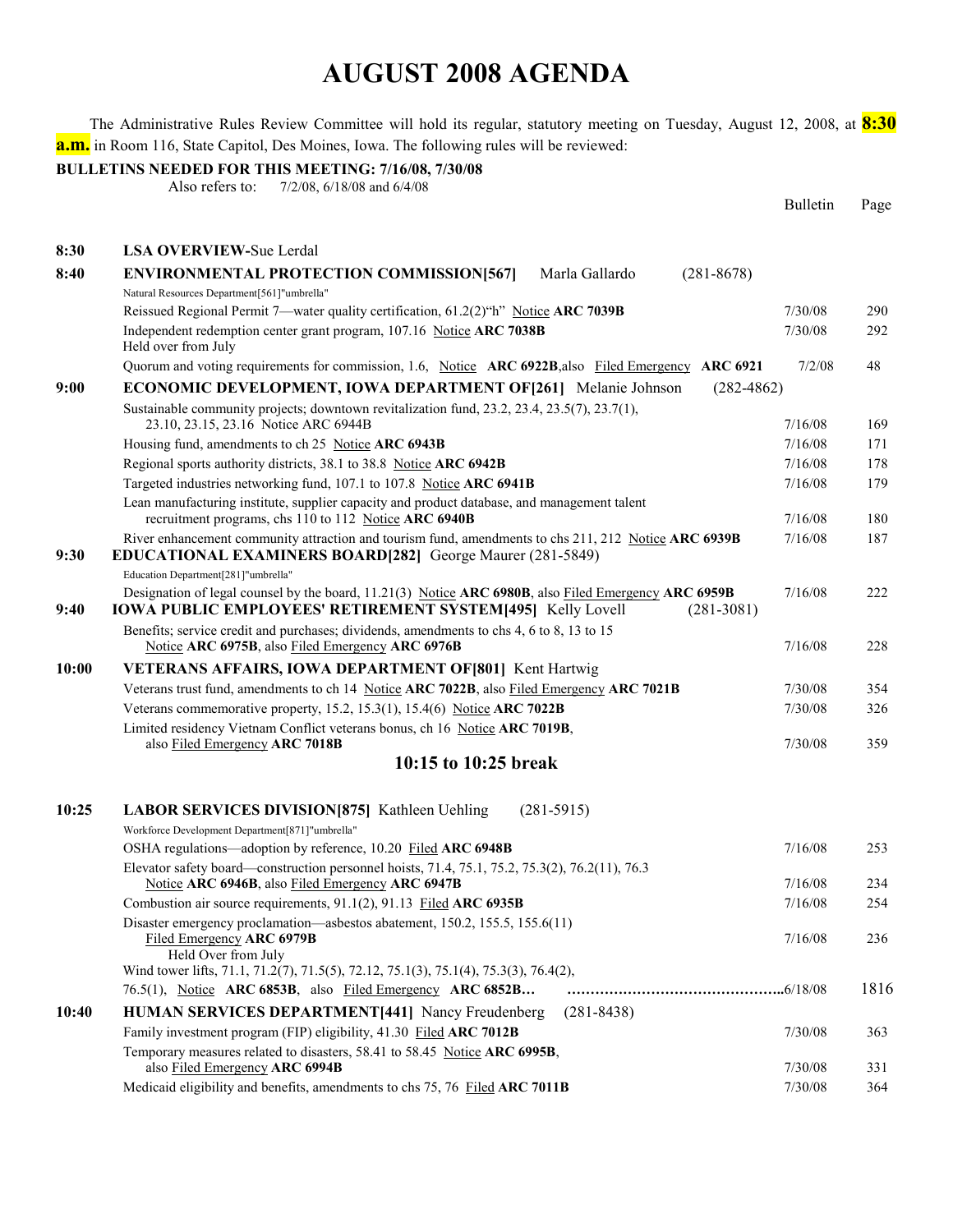# AUGUST 2008 AGENDA

The Administrative Rules Review Committee will hold its regular, statutory meeting on Tuesday, August 12, 2008, at **8:30 a.m.** in Room 116, State Capitol, Des Moines, Iowa. The following rules will be reviewed:

**BULLETINS NEEDED FOR THIS MEETING: 7/16/08, 7/30/08**

Also refers to: 7/2/08, 6/18/08 and 6/4/08

| Time | Item | Bulletin | Page |
|---|---|---|---|
| **8:30** | **LSA OVERVIEW**-Sue Lerdal | | |
| **8:40** | **ENVIRONMENTAL PROTECTION COMMISSION[567]** Marla Gallardo (281-8678) | | |
| | Natural Resources Department[561]"umbrella" | | |
| | Reissued Regional Permit 7—water quality certification, 61.2(2)"h" Notice **ARC 7039B** | 7/30/08 | 290 |
| | Independent redemption center grant program, 107.16 Notice **ARC 7038B** | 7/30/08 | 292 |
| | Held over from July | | |
| | Quorum and voting requirements for commission, 1.6, Notice **ARC 6922B**, also Filed Emergency **ARC 6921** | 7/2/08 | 48 |
| **9:00** | **ECONOMIC DEVELOPMENT, IOWA DEPARTMENT OF[261]** Melanie Johnson (282-4862) | | |
| | Sustainable community projects; downtown revitalization fund, 23.2, 23.4, 23.5(7), 23.7(1), 23.10, 23.15, 23.16 Notice ARC 6944B | 7/16/08 | 169 |
| | Housing fund, amendments to ch 25 Notice **ARC 6943B** | 7/16/08 | 171 |
| | Regional sports authority districts, 38.1 to 38.8 Notice **ARC 6942B** | 7/16/08 | 178 |
| | Targeted industries networking fund, 107.1 to 107.8 Notice **ARC 6941B** | 7/16/08 | 179 |
| | Lean manufacturing institute, supplier capacity and product database, and management talent recruitment programs, chs 110 to 112 Notice **ARC 6940B** | 7/16/08 | 180 |
| | River enhancement community attraction and tourism fund, amendments to chs 211, 212 Notice **ARC 6939B** | 7/16/08 | 187 |
| **9:30** | **EDUCATIONAL EXAMINERS BOARD[282]** George Maurer (281-5849) | | |
| | Education Department[281]"umbrella" | | |
| | Designation of legal counsel by the board, 11.21(3) Notice **ARC 6980B**, also Filed Emergency **ARC 6959B** | 7/16/08 | 222 |
| **9:40** | **IOWA PUBLIC EMPLOYEES' RETIREMENT SYSTEM[495]** Kelly Lovell (281-3081) | | |
| | Benefits; service credit and purchases; dividends, amendments to chs 4, 6 to 8, 13 to 15 Notice **ARC 6975B**, also Filed Emergency **ARC 6976B** | 7/16/08 | 228 |
| **10:00** | **VETERANS AFFAIRS, IOWA DEPARTMENT OF[801]** Kent Hartwig | | |
| | Veterans trust fund, amendments to ch 14 Notice **ARC 7022B**, also Filed Emergency **ARC 7021B** | 7/30/08 | 354 |
| | Veterans commemorative property, 15.2, 15.3(1), 15.4(6) Notice **ARC 7022B** | 7/30/08 | 326 |
| | Limited residency Vietnam Conflict veterans bonus, ch 16 Notice **ARC 7019B**, also Filed Emergency **ARC 7018B** | 7/30/08 | 359 |
| | **10:15 to 10:25 break** | | |
| **10:25** | **LABOR SERVICES DIVISION[875]** Kathleen Uehling (281-5915) | | |
| | Workforce Development Department[871]"umbrella" | | |
| | OSHA regulations—adoption by reference, 10.20 Filed **ARC 6948B** | 7/16/08 | 253 |
| | Elevator safety board—construction personnel hoists, 71.4, 75.1, 75.2, 75.3(2), 76.2(11), 76.3 Notice **ARC 6946B**, also Filed Emergency **ARC 6947B** | 7/16/08 | 234 |
| | Combustion air source requirements, 91.1(2), 91.13 Filed **ARC 6935B** | 7/16/08 | 254 |
| | Disaster emergency proclamation—asbestos abatement, 150.2, 155.5, 155.6(11) Filed Emergency **ARC 6979B** | 7/16/08 | 236 |
| | Held Over from July | | |
| | Wind tower lifts, 71.1, 71.2(7), 71.5(5), 72.12, 75.1(3), 75.1(4), 75.3(3), 76.4(2), 76.5(1), Notice **ARC 6853B**, also Filed Emergency **ARC 6852B…** | 6/18/08 | 1816 |
| **10:40** | **HUMAN SERVICES DEPARTMENT[441]** Nancy Freudenberg (281-8438) | | |
| | Family investment program (FIP) eligibility, 41.30 Filed **ARC 7012B** | 7/30/08 | 363 |
| | Temporary measures related to disasters, 58.41 to 58.45 Notice **ARC 6995B**, also Filed Emergency **ARC 6994B** | 7/30/08 | 331 |
| | Medicaid eligibility and benefits, amendments to chs 75, 76 Filed **ARC 7011B** | 7/30/08 | 364 |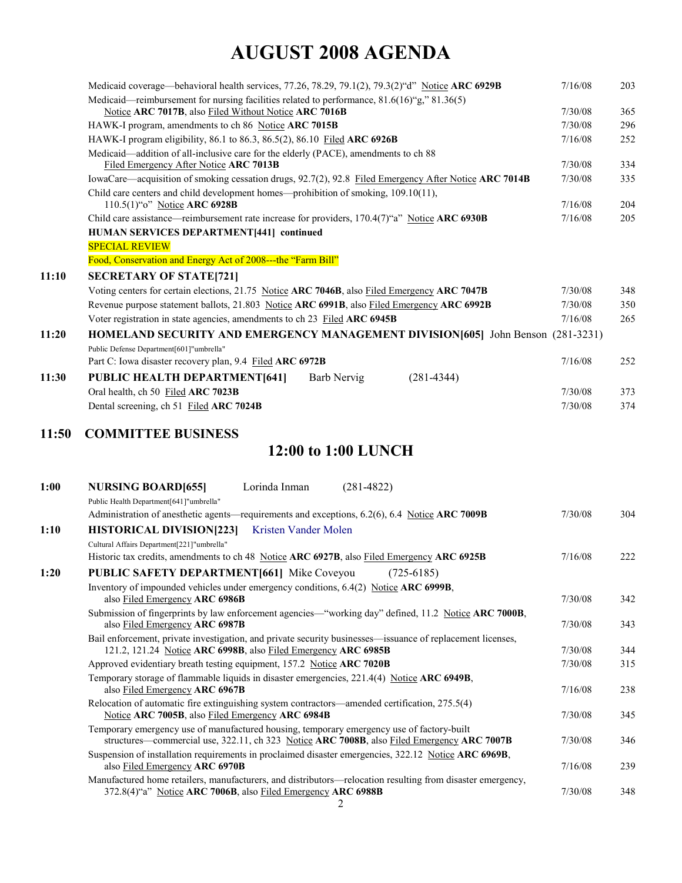# AUGUST 2008 AGENDA

| Time | Item | Date | Page |
|---|---|---|---|
| | Medicaid coverage—behavioral health services, 77.26, 78.29, 79.1(2), 79.3(2)"d" Notice **ARC 6929B** | 7/16/08 | 203 |
| | Medicaid—reimbursement for nursing facilities related to performance, 81.6(16)"g," 81.36(5) Notice **ARC 7017B**, also Filed Without Notice **ARC 7016B** | 7/30/08 | 365 |
| | HAWK-I program, amendments to ch 86 Notice **ARC 7015B** | 7/30/08 | 296 |
| | HAWK-I program eligibility, 86.1 to 86.3, 86.5(2), 86.10 Filed **ARC 6926B** | 7/16/08 | 252 |
| | Medicaid—addition of all-inclusive care for the elderly (PACE), amendments to ch 88 Filed Emergency After Notice **ARC 7013B** | 7/30/08 | 334 |
| | IowaCare—acquisition of smoking cessation drugs, 92.7(2), 92.8 Filed Emergency After Notice **ARC 7014B** | 7/30/08 | 335 |
| | Child care centers and child development homes—prohibition of smoking, 109.10(11), 110.5(1)"o" Notice **ARC 6928B** | 7/16/08 | 204 |
| | Child care assistance—reimbursement rate increase for providers, 170.4(7)"a" Notice **ARC 6930B** | 7/16/08 | 205 |
| | **HUMAN SERVICES DEPARTMENT[441] continued** | | |
| | SPECIAL REVIEW | | |
| | Food, Conservation and Energy Act of 2008---the "Farm Bill" | | |
| **11:10** | **SECRETARY OF STATE[721]** | | |
| | Voting centers for certain elections, 21.75 Notice **ARC 7046B**, also Filed Emergency **ARC 7047B** | 7/30/08 | 348 |
| | Revenue purpose statement ballots, 21.803 Notice **ARC 6991B**, also Filed Emergency **ARC 6992B** | 7/30/08 | 350 |
| | Voter registration in state agencies, amendments to ch 23 Filed **ARC 6945B** | 7/16/08 | 265 |
| **11:20** | **HOMELAND SECURITY AND EMERGENCY MANAGEMENT DIVISION[605]** John Benson (281-3231) | | |
| | Public Defense Department[601]"umbrella" | | |
| | Part C: Iowa disaster recovery plan, 9.4 Filed **ARC 6972B** | 7/16/08 | 252 |
| **11:30** | **PUBLIC HEALTH DEPARTMENT[641]** Barb Nervig (281-4344) | | |
| | Oral health, ch 50 Filed **ARC 7023B** | 7/30/08 | 373 |
| | Dental screening, ch 51 Filed **ARC 7024B** | 7/30/08 | 374 |

## 11:50 COMMITTEE BUSINESS

## 12:00 to 1:00 LUNCH

| Time | Item | Date | Page |
|---|---|---|---|
| **1:00** | **NURSING BOARD[655]** Lorinda Inman (281-4822) | | |
| | Public Health Department[641]"umbrella" | | |
| | Administration of anesthetic agents—requirements and exceptions, 6.2(6), 6.4 Notice **ARC 7009B** | 7/30/08 | 304 |
| **1:10** | **HISTORICAL DIVISION[223]** Kristen Vander Molen | | |
| | Cultural Affairs Department[221]"umbrella" | | |
| | Historic tax credits, amendments to ch 48 Notice **ARC 6927B**, also Filed Emergency **ARC 6925B** | 7/16/08 | 222 |
| **1:20** | **PUBLIC SAFETY DEPARTMENT[661]** Mike Coveyou (725-6185) | | |
| | Inventory of impounded vehicles under emergency conditions, 6.4(2) Notice **ARC 6999B**, also Filed Emergency **ARC 6986B** | 7/30/08 | 342 |
| | Submission of fingerprints by law enforcement agencies—"working day" defined, 11.2 Notice **ARC 7000B**, also Filed Emergency **ARC 6987B** | 7/30/08 | 343 |
| | Bail enforcement, private investigation, and private security businesses—issuance of replacement licenses, 121.2, 121.24 Notice **ARC 6998B**, also Filed Emergency **ARC 6985B** | 7/30/08 | 344 |
| | Approved evidentiary breath testing equipment, 157.2 Notice **ARC 7020B** | 7/30/08 | 315 |
| | Temporary storage of flammable liquids in disaster emergencies, 221.4(4) Notice **ARC 6949B**, also Filed Emergency **ARC 6967B** | 7/16/08 | 238 |
| | Relocation of automatic fire extinguishing system contractors—amended certification, 275.5(4) Notice **ARC 7005B**, also Filed Emergency **ARC 6984B** | 7/30/08 | 345 |
| | Temporary emergency use of manufactured housing, temporary emergency use of factory-built structures—commercial use, 322.11, ch 323 Notice **ARC 7008B**, also Filed Emergency **ARC 7007B** | 7/30/08 | 346 |
| | Suspension of installation requirements in proclaimed disaster emergencies, 322.12 Notice **ARC 6969B**, also Filed Emergency **ARC 6970B** | 7/16/08 | 239 |
| | Manufactured home retailers, manufacturers, and distributors—relocation resulting from disaster emergency, 372.8(4)"a" Notice **ARC 7006B**, also Filed Emergency **ARC 6988B** | 7/30/08 | 348 |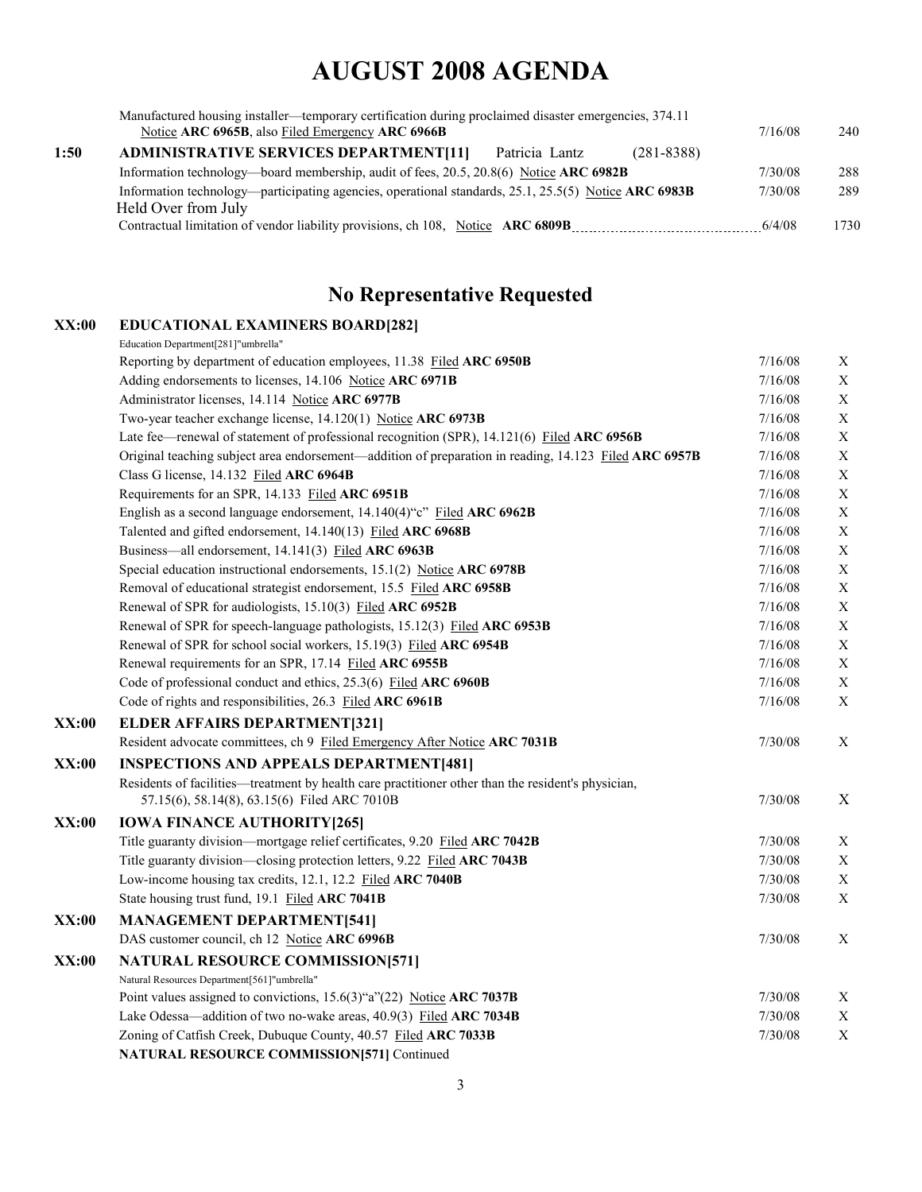# AUGUST 2008 AGENDA

| | | | |
|---|---|---|---|
| | Manufactured housing installer—temporary certification during proclaimed disaster emergencies, 374.11 Notice **ARC 6965B**, also Filed Emergency **ARC 6966B** | 7/16/08 | 240 |
| **1:50** | **ADMINISTRATIVE SERVICES DEPARTMENT[11]** Patricia Lantz (281-8388) | | |
| | Information technology—board membership, audit of fees, 20.5, 20.8(6) Notice **ARC 6982B** | 7/30/08 | 288 |
| | Information technology—participating agencies, operational standards, 25.1, 25.5(5) Notice **ARC 6983B** | 7/30/08 | 289 |
| | Held Over from July | | |
| | Contractual limitation of vendor liability provisions, ch 108, Notice **ARC 6809B** | 6/4/08 | 1730 |

## No Representative Requested

| | | | |
|---|---|---|---|
| **XX:00** | **EDUCATIONAL EXAMINERS BOARD[282]** | | |
| | Education Department[281]"umbrella" | | |
| | Reporting by department of education employees, 11.38 Filed **ARC 6950B** | 7/16/08 | X |
| | Adding endorsements to licenses, 14.106 Notice **ARC 6971B** | 7/16/08 | X |
| | Administrator licenses, 14.114 Notice **ARC 6977B** | 7/16/08 | X |
| | Two-year teacher exchange license, 14.120(1) Notice **ARC 6973B** | 7/16/08 | X |
| | Late fee—renewal of statement of professional recognition (SPR), 14.121(6) Filed **ARC 6956B** | 7/16/08 | X |
| | Original teaching subject area endorsement—addition of preparation in reading, 14.123 Filed **ARC 6957B** | 7/16/08 | X |
| | Class G license, 14.132 Filed **ARC 6964B** | 7/16/08 | X |
| | Requirements for an SPR, 14.133 Filed **ARC 6951B** | 7/16/08 | X |
| | English as a second language endorsement, 14.140(4)"c" Filed **ARC 6962B** | 7/16/08 | X |
| | Talented and gifted endorsement, 14.140(13) Filed **ARC 6968B** | 7/16/08 | X |
| | Business—all endorsement, 14.141(3) Filed **ARC 6963B** | 7/16/08 | X |
| | Special education instructional endorsements, 15.1(2) Notice **ARC 6978B** | 7/16/08 | X |
| | Removal of educational strategist endorsement, 15.5 Filed **ARC 6958B** | 7/16/08 | X |
| | Renewal of SPR for audiologists, 15.10(3) Filed **ARC 6952B** | 7/16/08 | X |
| | Renewal of SPR for speech-language pathologists, 15.12(3) Filed **ARC 6953B** | 7/16/08 | X |
| | Renewal of SPR for school social workers, 15.19(3) Filed **ARC 6954B** | 7/16/08 | X |
| | Renewal requirements for an SPR, 17.14 Filed **ARC 6955B** | 7/16/08 | X |
| | Code of professional conduct and ethics, 25.3(6) Filed **ARC 6960B** | 7/16/08 | X |
| | Code of rights and responsibilities, 26.3 Filed **ARC 6961B** | 7/16/08 | X |
| **XX:00** | **ELDER AFFAIRS DEPARTMENT[321]** | | |
| | Resident advocate committees, ch 9 Filed Emergency After Notice **ARC 7031B** | 7/30/08 | X |
| **XX:00** | **INSPECTIONS AND APPEALS DEPARTMENT[481]** | | |
| | Residents of facilities—treatment by health care practitioner other than the resident's physician, 57.15(6), 58.14(8), 63.15(6) Filed ARC 7010B | 7/30/08 | X |
| **XX:00** | **IOWA FINANCE AUTHORITY[265]** | | |
| | Title guaranty division—mortgage relief certificates, 9.20 Filed **ARC 7042B** | 7/30/08 | X |
| | Title guaranty division—closing protection letters, 9.22 Filed **ARC 7043B** | 7/30/08 | X |
| | Low-income housing tax credits, 12.1, 12.2 Filed **ARC 7040B** | 7/30/08 | X |
| | State housing trust fund, 19.1 Filed **ARC 7041B** | 7/30/08 | X |
| **XX:00** | **MANAGEMENT DEPARTMENT[541]** | | |
| | DAS customer council, ch 12 Notice **ARC 6996B** | 7/30/08 | X |
| **XX:00** | **NATURAL RESOURCE COMMISSION[571]** | | |
| | Natural Resources Department[561]"umbrella" | | |
| | Point values assigned to convictions, 15.6(3)"a"(22) Notice **ARC 7037B** | 7/30/08 | X |
| | Lake Odessa—addition of two no-wake areas, 40.9(3) Filed **ARC 7034B** | 7/30/08 | X |
| | Zoning of Catfish Creek, Dubuque County, 40.57 Filed **ARC 7033B** | 7/30/08 | X |
| | **NATURAL RESOURCE COMMISSION[571]** Continued | | |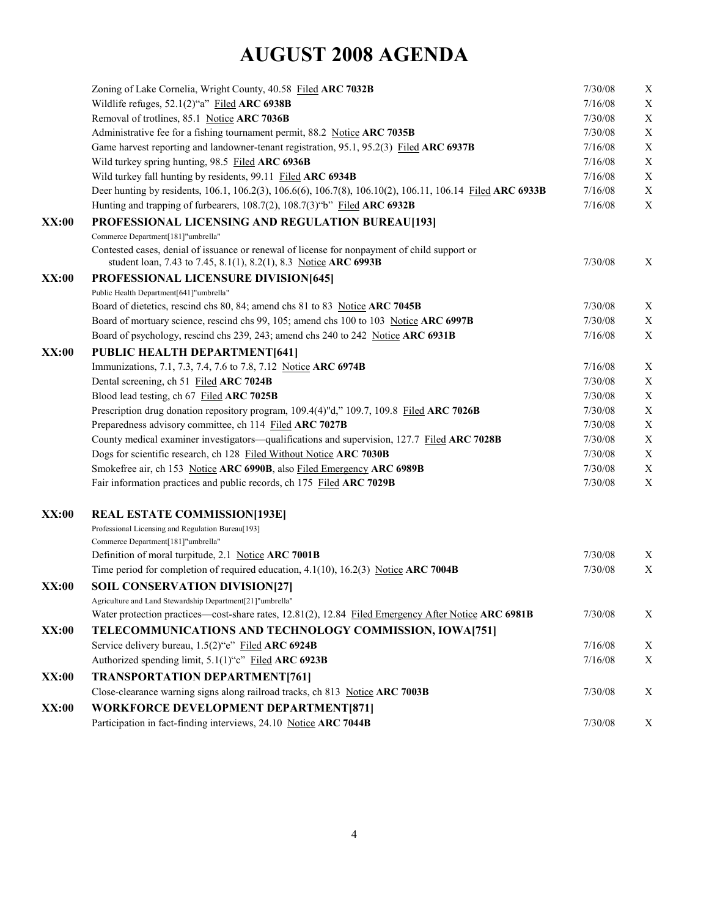# AUGUST 2008 AGENDA

| | | | |
|---|---|---|---|
| | Zoning of Lake Cornelia, Wright County, 40.58 Filed **ARC 7032B** | 7/30/08 | X |
| | Wildlife refuges, 52.1(2)"a" Filed **ARC 6938B** | 7/16/08 | X |
| | Removal of trotlines, 85.1 Notice **ARC 7036B** | 7/30/08 | X |
| | Administrative fee for a fishing tournament permit, 88.2 Notice **ARC 7035B** | 7/30/08 | X |
| | Game harvest reporting and landowner-tenant registration, 95.1, 95.2(3) Filed **ARC 6937B** | 7/16/08 | X |
| | Wild turkey spring hunting, 98.5 Filed **ARC 6936B** | 7/16/08 | X |
| | Wild turkey fall hunting by residents, 99.11 Filed **ARC 6934B** | 7/16/08 | X |
| | Deer hunting by residents, 106.1, 106.2(3), 106.6(6), 106.7(8), 106.10(2), 106.11, 106.14 Filed **ARC 6933B** | 7/16/08 | X |
| | Hunting and trapping of furbearers, 108.7(2), 108.7(3)"b" Filed **ARC 6932B** | 7/16/08 | X |
| **XX:00** | **PROFESSIONAL LICENSING AND REGULATION BUREAU[193]** | | |
| | Commerce Department[181]"umbrella" | | |
| | Contested cases, denial of issuance or renewal of license for nonpayment of child support or student loan, 7.43 to 7.45, 8.1(1), 8.2(1), 8.3 Notice **ARC 6993B** | 7/30/08 | X |
| **XX:00** | **PROFESSIONAL LICENSURE DIVISION[645]** | | |
| | Public Health Department[641]"umbrella" | | |
| | Board of dietetics, rescind chs 80, 84; amend chs 81 to 83 Notice **ARC 7045B** | 7/30/08 | X |
| | Board of mortuary science, rescind chs 99, 105; amend chs 100 to 103 Notice **ARC 6997B** | 7/30/08 | X |
| | Board of psychology, rescind chs 239, 243; amend chs 240 to 242 Notice **ARC 6931B** | 7/16/08 | X |
| **XX:00** | **PUBLIC HEALTH DEPARTMENT[641]** | | |
| | Immunizations, 7.1, 7.3, 7.4, 7.6 to 7.8, 7.12 Notice **ARC 6974B** | 7/16/08 | X |
| | Dental screening, ch 51 Filed **ARC 7024B** | 7/30/08 | X |
| | Blood lead testing, ch 67 Filed **ARC 7025B** | 7/30/08 | X |
| | Prescription drug donation repository program, 109.4(4)"d," 109.7, 109.8 Filed **ARC 7026B** | 7/30/08 | X |
| | Preparedness advisory committee, ch 114 Filed **ARC 7027B** | 7/30/08 | X |
| | County medical examiner investigators—qualifications and supervision, 127.7 Filed **ARC 7028B** | 7/30/08 | X |
| | Dogs for scientific research, ch 128 Filed Without Notice **ARC 7030B** | 7/30/08 | X |
| | Smokefree air, ch 153 Notice **ARC 6990B**, also Filed Emergency **ARC 6989B** | 7/30/08 | X |
| | Fair information practices and public records, ch 175 Filed **ARC 7029B** | 7/30/08 | X |
| **XX:00** | **REAL ESTATE COMMISSION[193E]** | | |
| | Professional Licensing and Regulation Bureau[193] | | |
| | Commerce Department[181]"umbrella" | | |
| | Definition of moral turpitude, 2.1 Notice **ARC 7001B** | 7/30/08 | X |
| | Time period for completion of required education, 4.1(10), 16.2(3) Notice **ARC 7004B** | 7/30/08 | X |
| **XX:00** | **SOIL CONSERVATION DIVISION[27]** | | |
| | Agriculture and Land Stewardship Department[21]"umbrella" | | |
| | Water protection practices—cost-share rates, 12.81(2), 12.84 Filed Emergency After Notice **ARC 6981B** | 7/30/08 | X |
| **XX:00** | **TELECOMMUNICATIONS AND TECHNOLOGY COMMISSION, IOWA[751]** | | |
| | Service delivery bureau, 1.5(2)"e" Filed **ARC 6924B** | 7/16/08 | X |
| | Authorized spending limit, 5.1(1)"c" Filed **ARC 6923B** | 7/16/08 | X |
| **XX:00** | **TRANSPORTATION DEPARTMENT[761]** | | |
| | Close-clearance warning signs along railroad tracks, ch 813 Notice **ARC 7003B** | 7/30/08 | X |
| **XX:00** | **WORKFORCE DEVELOPMENT DEPARTMENT[871]** | | |
| | Participation in fact-finding interviews, 24.10 Notice **ARC 7044B** | 7/30/08 | X |